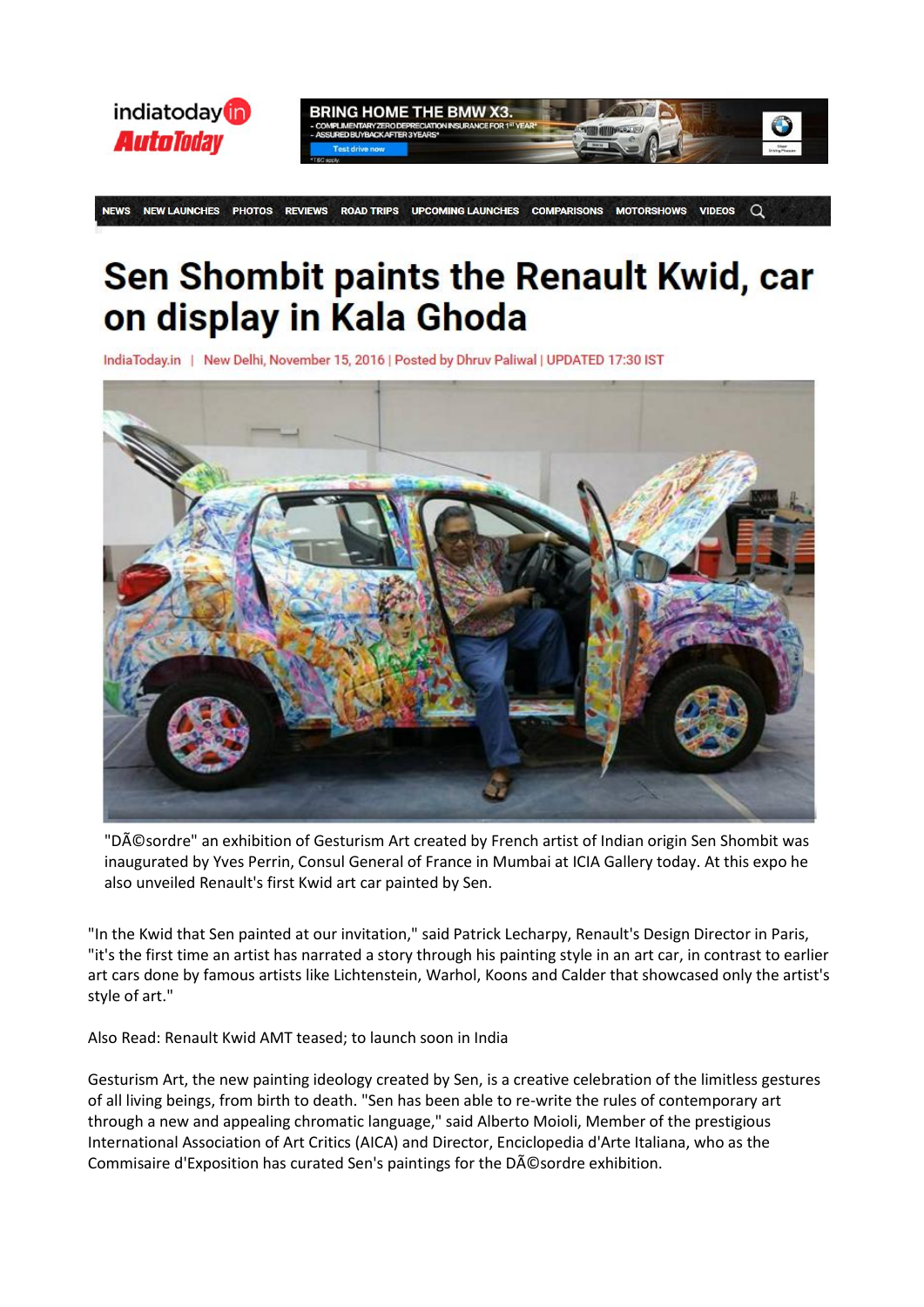indiatoday in
AutoToday

BRING HOME THE BMW X3.
- COMPLIMENTARY ZERO DEPRECIATION INSURANCE FOR 1st YEAR*
- ASSURED BUYBACK AFTER 3 YEARS*
Test drive now
*T&C apply

NEWS | NEW LAUNCHES | PHOTOS | REVIEWS | ROAD TRIPS | UPCOMING LAUNCHES | COMPARISONS | MOTORSHOWS | VIDEOS

# Sen Shombit paints the Renault Kwid, car on display in Kala Ghoda

IndiaToday.in | New Delhi, November 15, 2016 | Posted by Dhruv Paliwal | UPDATED 17:30 IST

"DÃ©sordre" an exhibition of Gesturism Art created by French artist of Indian origin Sen Shombit was inaugurated by Yves Perrin, Consul General of France in Mumbai at ICIA Gallery today. At this expo he also unveiled Renault's first Kwid art car painted by Sen.

"In the Kwid that Sen painted at our invitation," said Patrick Lecharpy, Renault's Design Director in Paris, "it's the first time an artist has narrated a story through his painting style in an art car, in contrast to earlier art cars done by famous artists like Lichtenstein, Warhol, Koons and Calder that showcased only the artist's style of art."

Also Read: Renault Kwid AMT teased; to launch soon in India

Gesturism Art, the new painting ideology created by Sen, is a creative celebration of the limitless gestures of all living beings, from birth to death. "Sen has been able to re-write the rules of contemporary art through a new and appealing chromatic language," said Alberto Moioli, Member of the prestigious International Association of Art Critics (AICA) and Director, Enciclopedia d'Arte Italiana, who as the Commisaire d'Exposition has curated Sen's paintings for the DÃ©sordre exhibition.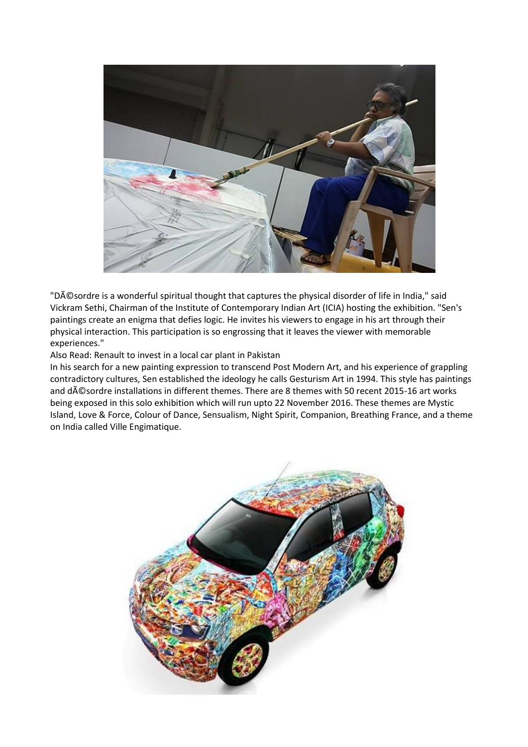"DÃ©sordre is a wonderful spiritual thought that captures the physical disorder of life in India," said Vickram Sethi, Chairman of the Institute of Contemporary Indian Art (ICIA) hosting the exhibition. "Sen's paintings create an enigma that defies logic. He invites his viewers to engage in his art through their physical interaction. This participation is so engrossing that it leaves the viewer with memorable experiences."

Also Read: Renault to invest in a local car plant in Pakistan

In his search for a new painting expression to transcend Post Modern Art, and his experience of grappling contradictory cultures, Sen established the ideology he calls Gesturism Art in 1994. This style has paintings and dÃ©sordre installations in different themes. There are 8 themes with 50 recent 2015-16 art works being exposed in this solo exhibition which will run upto 22 November 2016. These themes are Mystic Island, Love & Force, Colour of Dance, Sensualism, Night Spirit, Companion, Breathing France, and a theme on India called Ville Engimatique.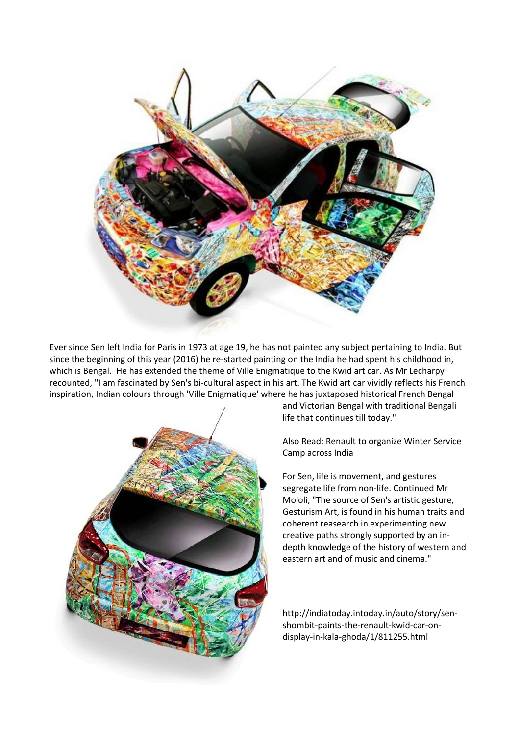Ever since Sen left India for Paris in 1973 at age 19, he has not painted any subject pertaining to India. But since the beginning of this year (2016) he re-started painting on the India he had spent his childhood in, which is Bengal. He has extended the theme of Ville Enigmatique to the Kwid art car. As Mr Lecharpy recounted, "I am fascinated by Sen's bi-cultural aspect in his art. The Kwid art car vividly reflects his French inspiration, Indian colours through 'Ville Enigmatique' where he has juxtaposed historical French Bengal and Victorian Bengal with traditional Bengali life that continues till today."

Also Read: Renault to organize Winter Service Camp across India

For Sen, life is movement, and gestures segregate life from non-life. Continued Mr Moioli, "The source of Sen's artistic gesture, Gesturism Art, is found in his human traits and coherent reasearch in experimenting new creative paths strongly supported by an in-depth knowledge of the history of western and eastern art and of music and cinema."

http://indiatoday.intoday.in/auto/story/sen-shombit-paints-the-renault-kwid-car-on-display-in-kala-ghoda/1/811255.html